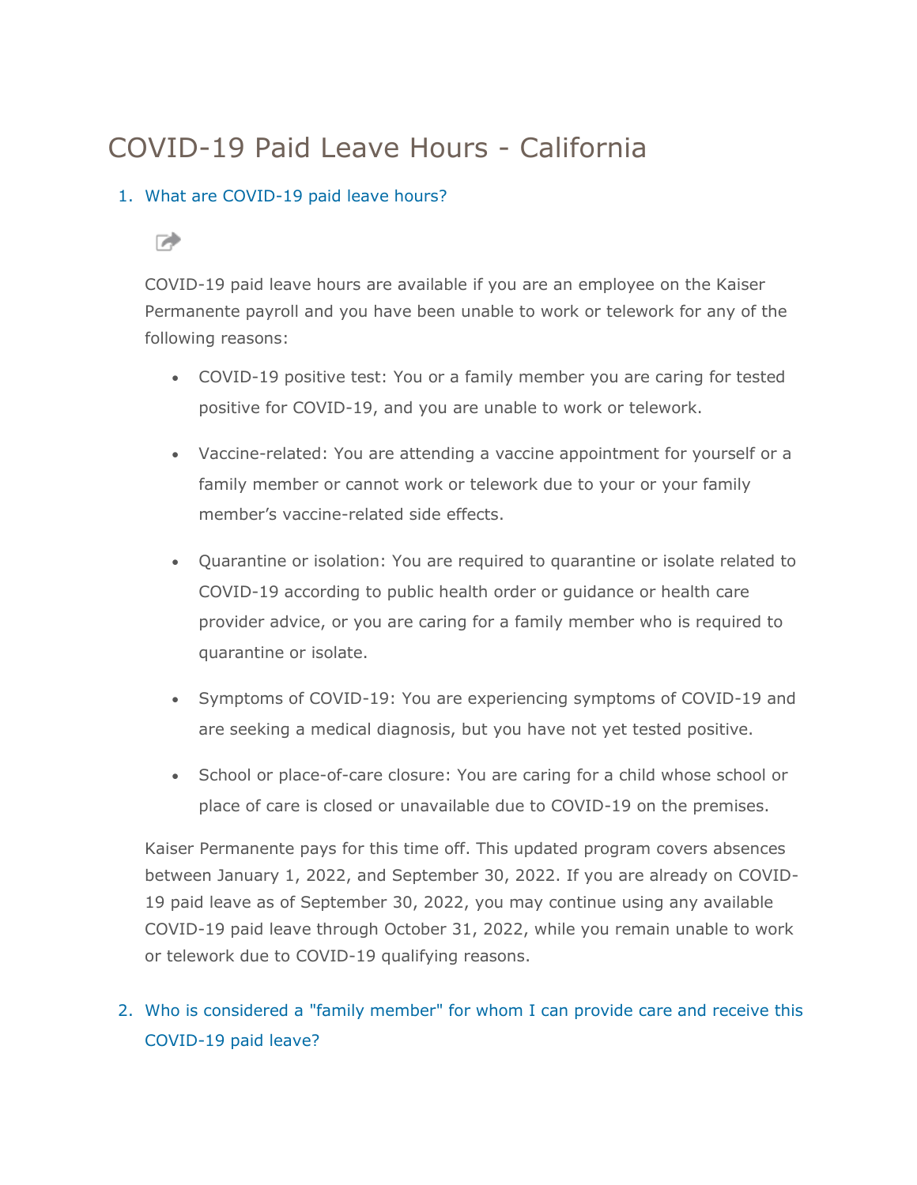# COVID-19 Paid Leave Hours - California

1. What are COVID-19 paid leave hours?

   COVID-19 paid leave hours are available if you are an employee on the Kaiser Permanente payroll and you have been unable to work or telework for any of the following reasons:

   - COVID-19 positive test: You or a family member you are caring for tested positive for COVID-19, and you are unable to work or telework.
   - Vaccine-related: You are attending a vaccine appointment for yourself or a family member or cannot work or telework due to your or your family member's vaccine-related side effects.
   - Quarantine or isolation: You are required to quarantine or isolate related to COVID-19 according to public health order or guidance or health care provider advice, or you are caring for a family member who is required to quarantine or isolate.
   - Symptoms of COVID-19: You are experiencing symptoms of COVID-19 and are seeking a medical diagnosis, but you have not yet tested positive.
   - School or place-of-care closure: You are caring for a child whose school or place of care is closed or unavailable due to COVID-19 on the premises.

   Kaiser Permanente pays for this time off. This updated program covers absences between January 1, 2022, and September 30, 2022. If you are already on COVID-19 paid leave as of September 30, 2022, you may continue using any available COVID-19 paid leave through October 31, 2022, while you remain unable to work or telework due to COVID-19 qualifying reasons.

2. Who is considered a "family member" for whom I can provide care and receive this COVID-19 paid leave?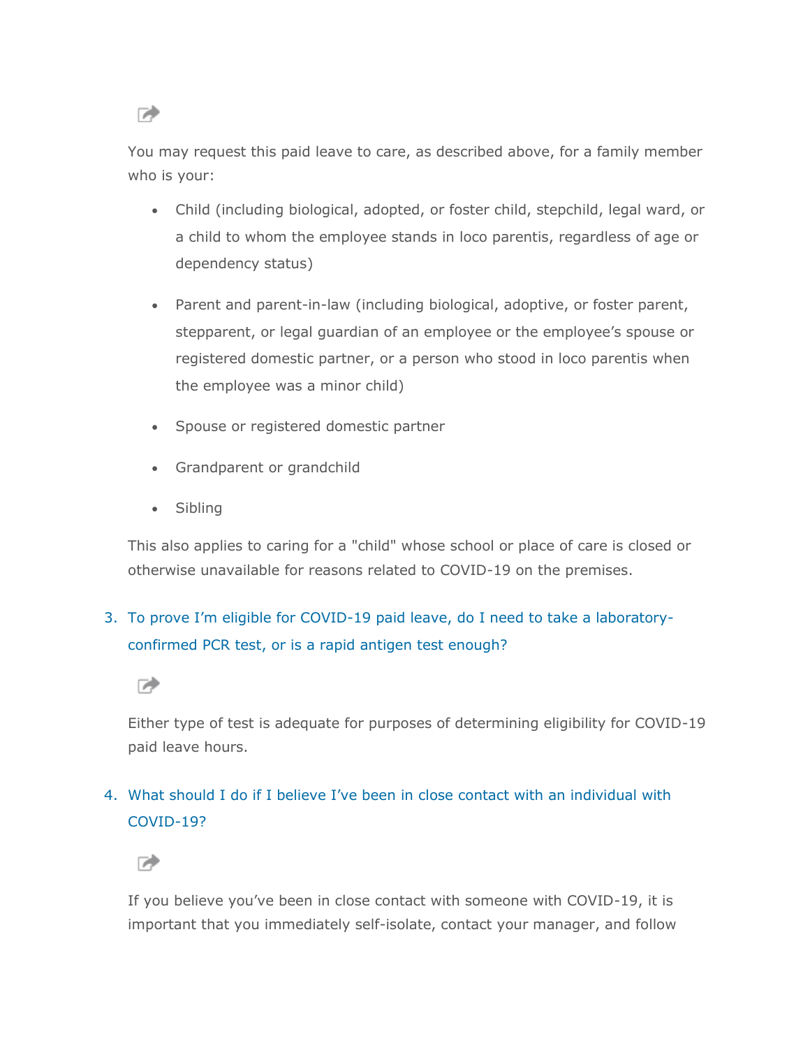You may request this paid leave to care, as described above, for a family member who is your:

- Child (including biological, adopted, or foster child, stepchild, legal ward, or a child to whom the employee stands in loco parentis, regardless of age or dependency status)
- Parent and parent-in-law (including biological, adoptive, or foster parent, stepparent, or legal guardian of an employee or the employee's spouse or registered domestic partner, or a person who stood in loco parentis when the employee was a minor child)
- Spouse or registered domestic partner
- Grandparent or grandchild
- Sibling

This also applies to caring for a "child" whose school or place of care is closed or otherwise unavailable for reasons related to COVID-19 on the premises.

3. To prove I'm eligible for COVID-19 paid leave, do I need to take a laboratory-confirmed PCR test, or is a rapid antigen test enough?

   Either type of test is adequate for purposes of determining eligibility for COVID-19 paid leave hours.

4. What should I do if I believe I've been in close contact with an individual with COVID-19?

   If you believe you've been in close contact with someone with COVID-19, it is important that you immediately self-isolate, contact your manager, and follow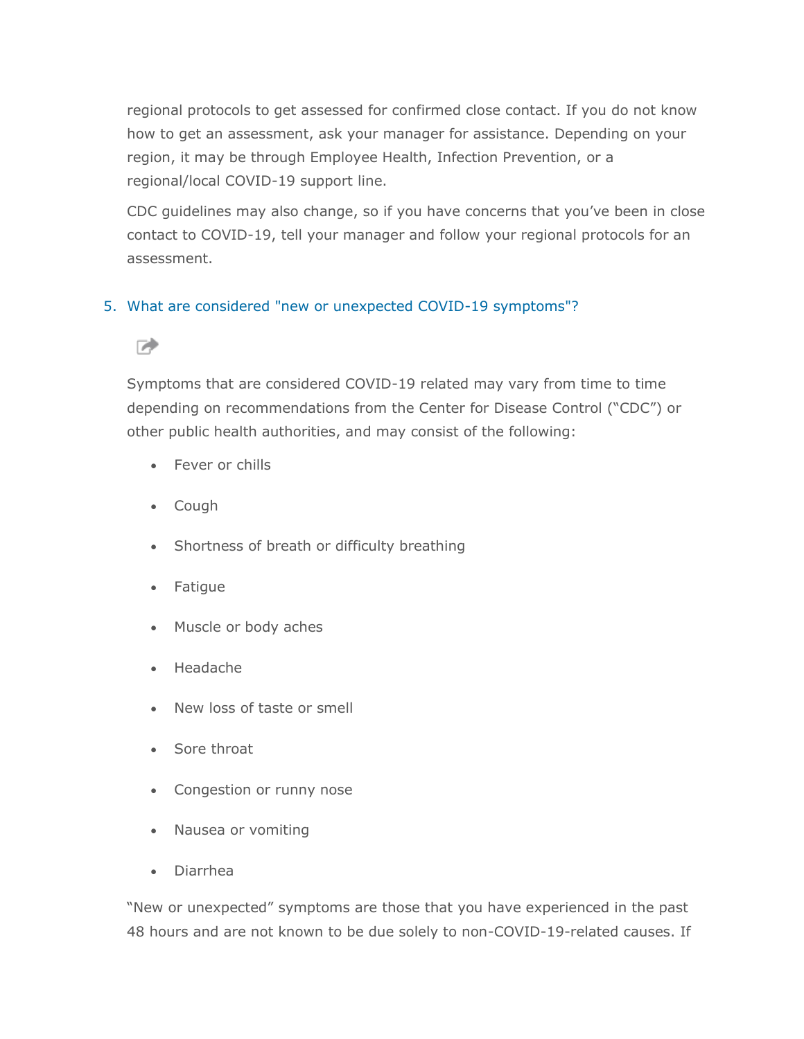regional protocols to get assessed for confirmed close contact. If you do not know how to get an assessment, ask your manager for assistance. Depending on your region, it may be through Employee Health, Infection Prevention, or a regional/local COVID-19 support line.

CDC guidelines may also change, so if you have concerns that you've been in close contact to COVID-19, tell your manager and follow your regional protocols for an assessment.

5. What are considered "new or unexpected COVID-19 symptoms"?

Symptoms that are considered COVID-19 related may vary from time to time depending on recommendations from the Center for Disease Control ("CDC") or other public health authorities, and may consist of the following:

- Fever or chills
- Cough
- Shortness of breath or difficulty breathing
- Fatigue
- Muscle or body aches
- Headache
- New loss of taste or smell
- Sore throat
- Congestion or runny nose
- Nausea or vomiting
- Diarrhea

"New or unexpected" symptoms are those that you have experienced in the past 48 hours and are not known to be due solely to non-COVID-19-related causes. If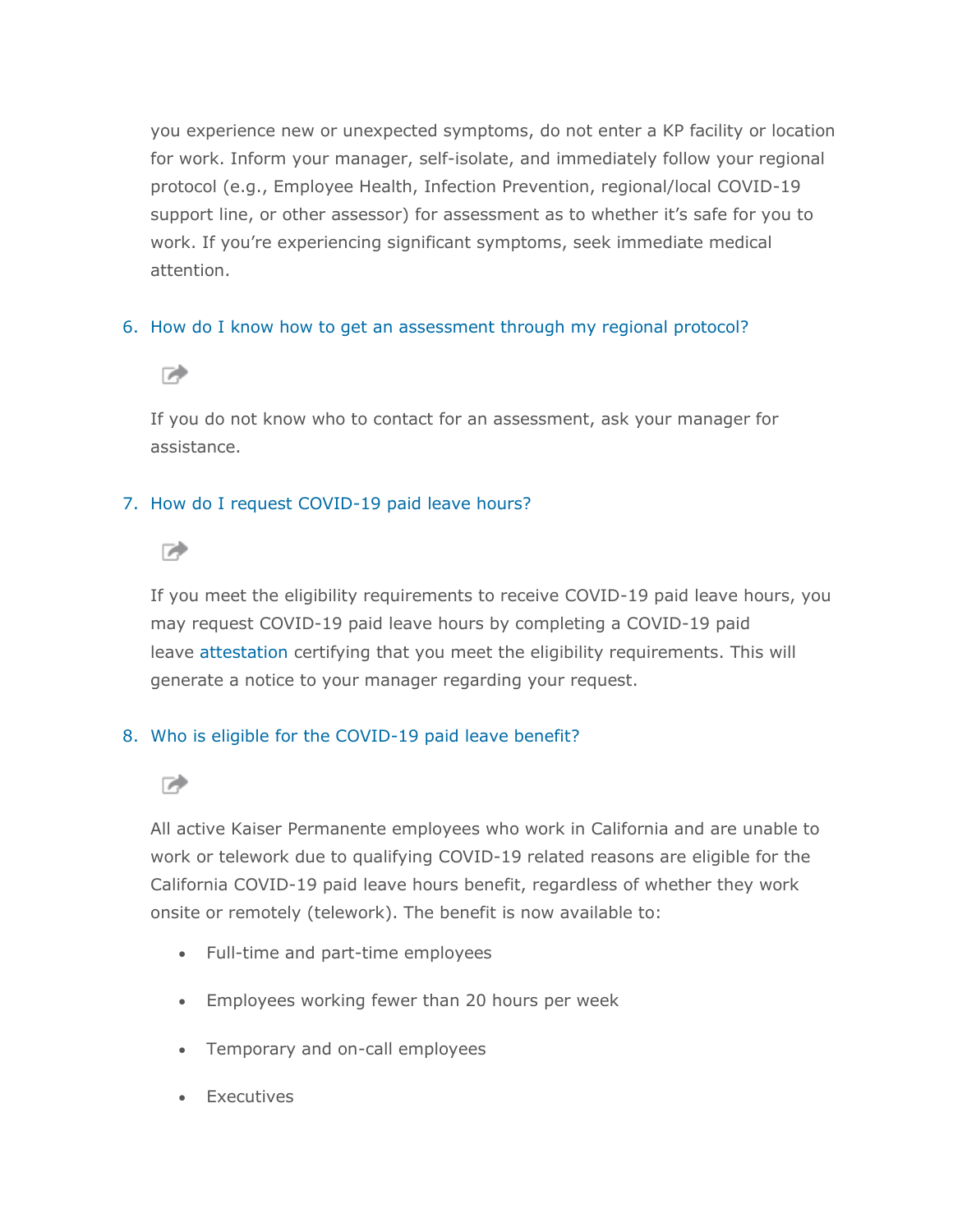you experience new or unexpected symptoms, do not enter a KP facility or location for work. Inform your manager, self-isolate, and immediately follow your regional protocol (e.g., Employee Health, Infection Prevention, regional/local COVID-19 support line, or other assessor) for assessment as to whether it's safe for you to work. If you're experiencing significant symptoms, seek immediate medical attention.

6. How do I know how to get an assessment through my regional protocol?

   If you do not know who to contact for an assessment, ask your manager for assistance.

7. How do I request COVID-19 paid leave hours?

   If you meet the eligibility requirements to receive COVID-19 paid leave hours, you may request COVID-19 paid leave hours by completing a COVID-19 paid leave attestation certifying that you meet the eligibility requirements. This will generate a notice to your manager regarding your request.

8. Who is eligible for the COVID-19 paid leave benefit?

   All active Kaiser Permanente employees who work in California and are unable to work or telework due to qualifying COVID-19 related reasons are eligible for the California COVID-19 paid leave hours benefit, regardless of whether they work onsite or remotely (telework). The benefit is now available to:

   - Full-time and part-time employees
   - Employees working fewer than 20 hours per week
   - Temporary and on-call employees
   - Executives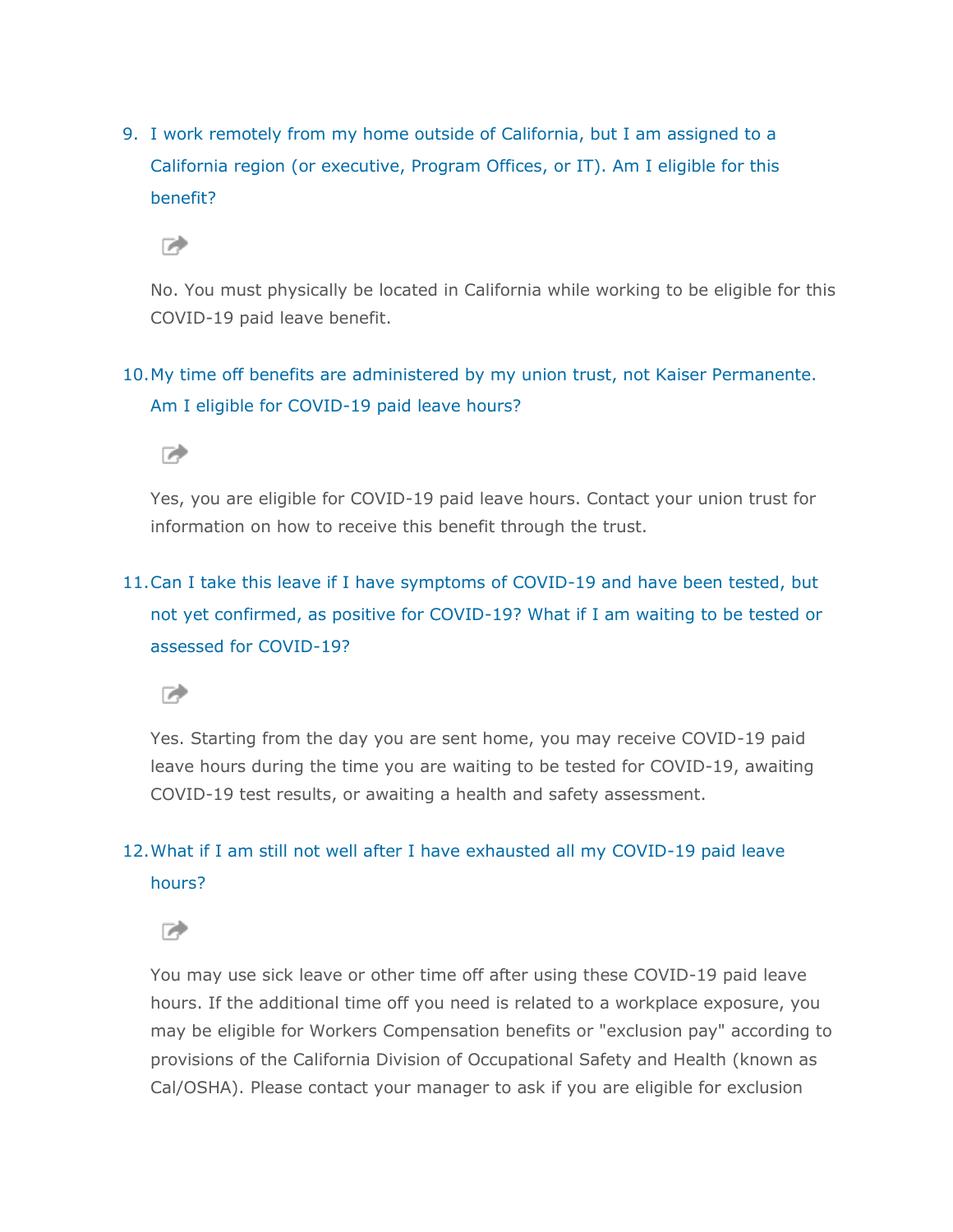9. I work remotely from my home outside of California, but I am assigned to a California region (or executive, Program Offices, or IT). Am I eligible for this benefit?

   No. You must physically be located in California while working to be eligible for this COVID-19 paid leave benefit.

10. My time off benefits are administered by my union trust, not Kaiser Permanente. Am I eligible for COVID-19 paid leave hours?

    Yes, you are eligible for COVID-19 paid leave hours. Contact your union trust for information on how to receive this benefit through the trust.

11. Can I take this leave if I have symptoms of COVID-19 and have been tested, but not yet confirmed, as positive for COVID-19? What if I am waiting to be tested or assessed for COVID-19?

    Yes. Starting from the day you are sent home, you may receive COVID-19 paid leave hours during the time you are waiting to be tested for COVID-19, awaiting COVID-19 test results, or awaiting a health and safety assessment.

12. What if I am still not well after I have exhausted all my COVID-19 paid leave hours?

    You may use sick leave or other time off after using these COVID-19 paid leave hours. If the additional time off you need is related to a workplace exposure, you may be eligible for Workers Compensation benefits or "exclusion pay" according to provisions of the California Division of Occupational Safety and Health (known as Cal/OSHA). Please contact your manager to ask if you are eligible for exclusion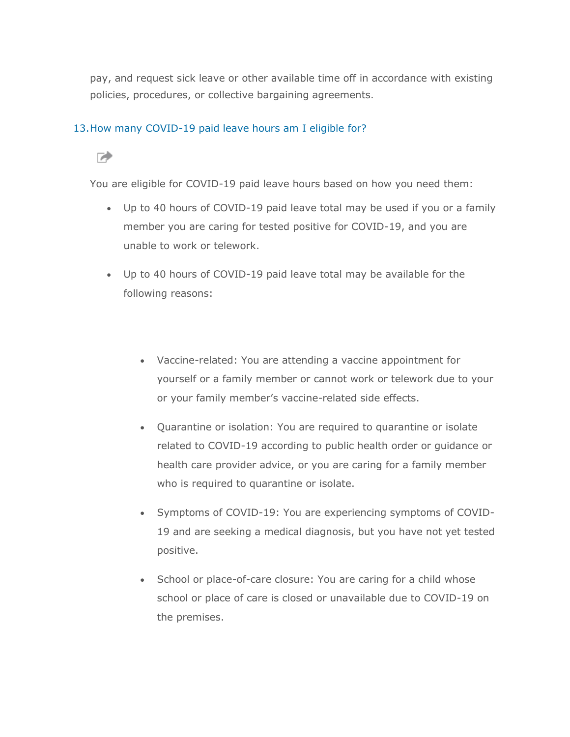pay, and request sick leave or other available time off in accordance with existing policies, procedures, or collective bargaining agreements.

## 13. How many COVID-19 paid leave hours am I eligible for?

You are eligible for COVID-19 paid leave hours based on how you need them:

- Up to 40 hours of COVID-19 paid leave total may be used if you or a family member you are caring for tested positive for COVID-19, and you are unable to work or telework.
- Up to 40 hours of COVID-19 paid leave total may be available for the following reasons:
  - Vaccine-related: You are attending a vaccine appointment for yourself or a family member or cannot work or telework due to your or your family member's vaccine-related side effects.
  - Quarantine or isolation: You are required to quarantine or isolate related to COVID-19 according to public health order or guidance or health care provider advice, or you are caring for a family member who is required to quarantine or isolate.
  - Symptoms of COVID-19: You are experiencing symptoms of COVID-19 and are seeking a medical diagnosis, but you have not yet tested positive.
  - School or place-of-care closure: You are caring for a child whose school or place of care is closed or unavailable due to COVID-19 on the premises.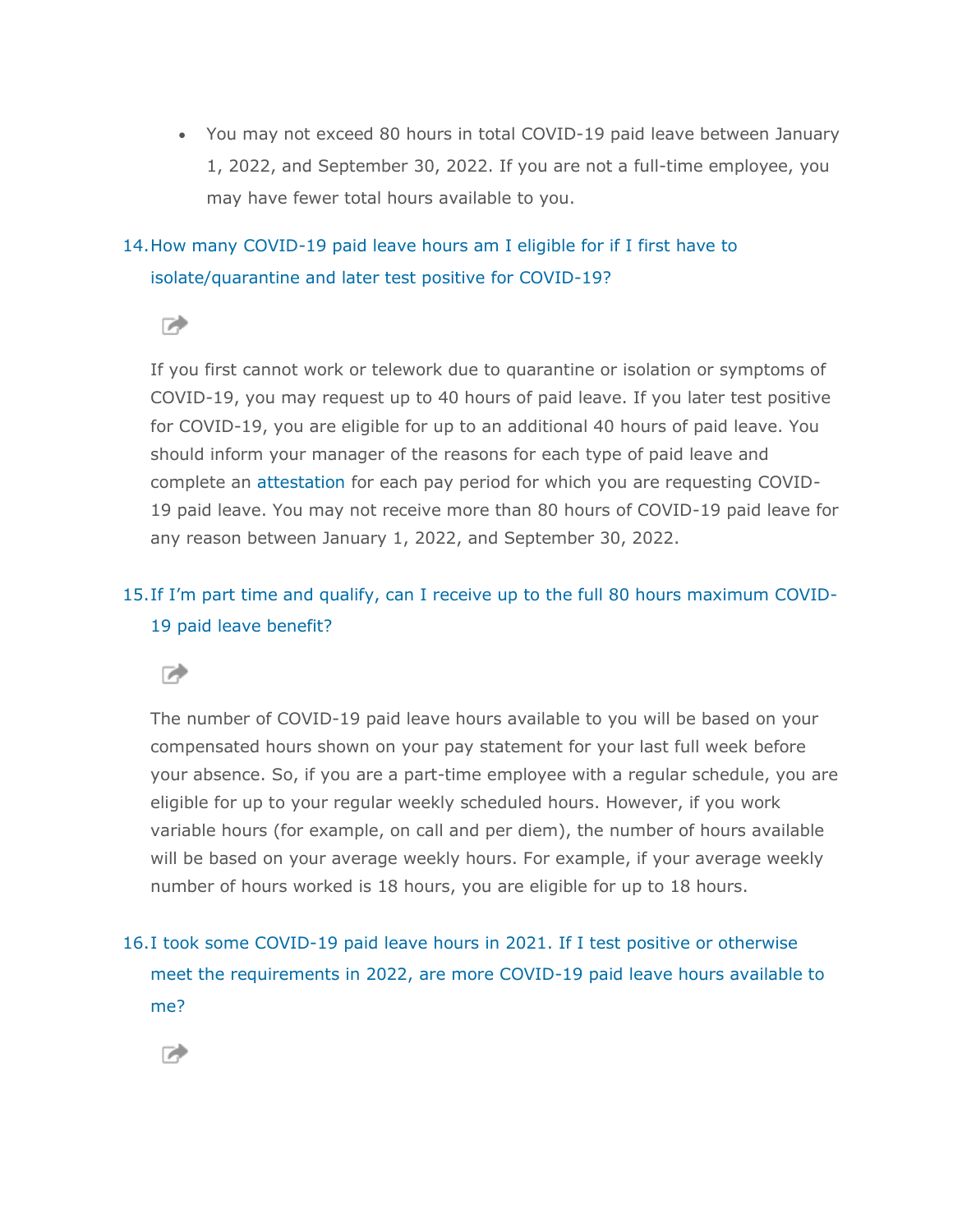- You may not exceed 80 hours in total COVID-19 paid leave between January 1, 2022, and September 30, 2022. If you are not a full-time employee, you may have fewer total hours available to you.

14. How many COVID-19 paid leave hours am I eligible for if I first have to isolate/quarantine and later test positive for COVID-19?

    If you first cannot work or telework due to quarantine or isolation or symptoms of COVID-19, you may request up to 40 hours of paid leave. If you later test positive for COVID-19, you are eligible for up to an additional 40 hours of paid leave. You should inform your manager of the reasons for each type of paid leave and complete an attestation for each pay period for which you are requesting COVID-19 paid leave. You may not receive more than 80 hours of COVID-19 paid leave for any reason between January 1, 2022, and September 30, 2022.

15. If I'm part time and qualify, can I receive up to the full 80 hours maximum COVID-19 paid leave benefit?

    The number of COVID-19 paid leave hours available to you will be based on your compensated hours shown on your pay statement for your last full week before your absence. So, if you are a part-time employee with a regular schedule, you are eligible for up to your regular weekly scheduled hours. However, if you work variable hours (for example, on call and per diem), the number of hours available will be based on your average weekly hours. For example, if your average weekly number of hours worked is 18 hours, you are eligible for up to 18 hours.

16. I took some COVID-19 paid leave hours in 2021. If I test positive or otherwise meet the requirements in 2022, are more COVID-19 paid leave hours available to me?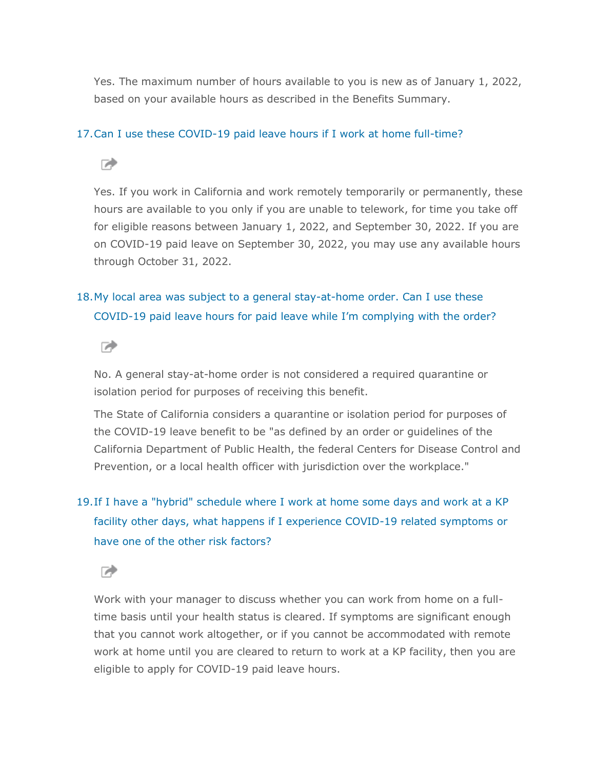Yes. The maximum number of hours available to you is new as of January 1, 2022, based on your available hours as described in the Benefits Summary.

17. Can I use these COVID-19 paid leave hours if I work at home full-time?

Yes. If you work in California and work remotely temporarily or permanently, these hours are available to you only if you are unable to telework, for time you take off for eligible reasons between January 1, 2022, and September 30, 2022. If you are on COVID-19 paid leave on September 30, 2022, you may use any available hours through October 31, 2022.

18. My local area was subject to a general stay-at-home order. Can I use these COVID-19 paid leave hours for paid leave while I'm complying with the order?

No. A general stay-at-home order is not considered a required quarantine or isolation period for purposes of receiving this benefit.

The State of California considers a quarantine or isolation period for purposes of the COVID-19 leave benefit to be "as defined by an order or guidelines of the California Department of Public Health, the federal Centers for Disease Control and Prevention, or a local health officer with jurisdiction over the workplace."

19. If I have a "hybrid" schedule where I work at home some days and work at a KP facility other days, what happens if I experience COVID-19 related symptoms or have one of the other risk factors?

Work with your manager to discuss whether you can work from home on a full-time basis until your health status is cleared. If symptoms are significant enough that you cannot work altogether, or if you cannot be accommodated with remote work at home until you are cleared to return to work at a KP facility, then you are eligible to apply for COVID-19 paid leave hours.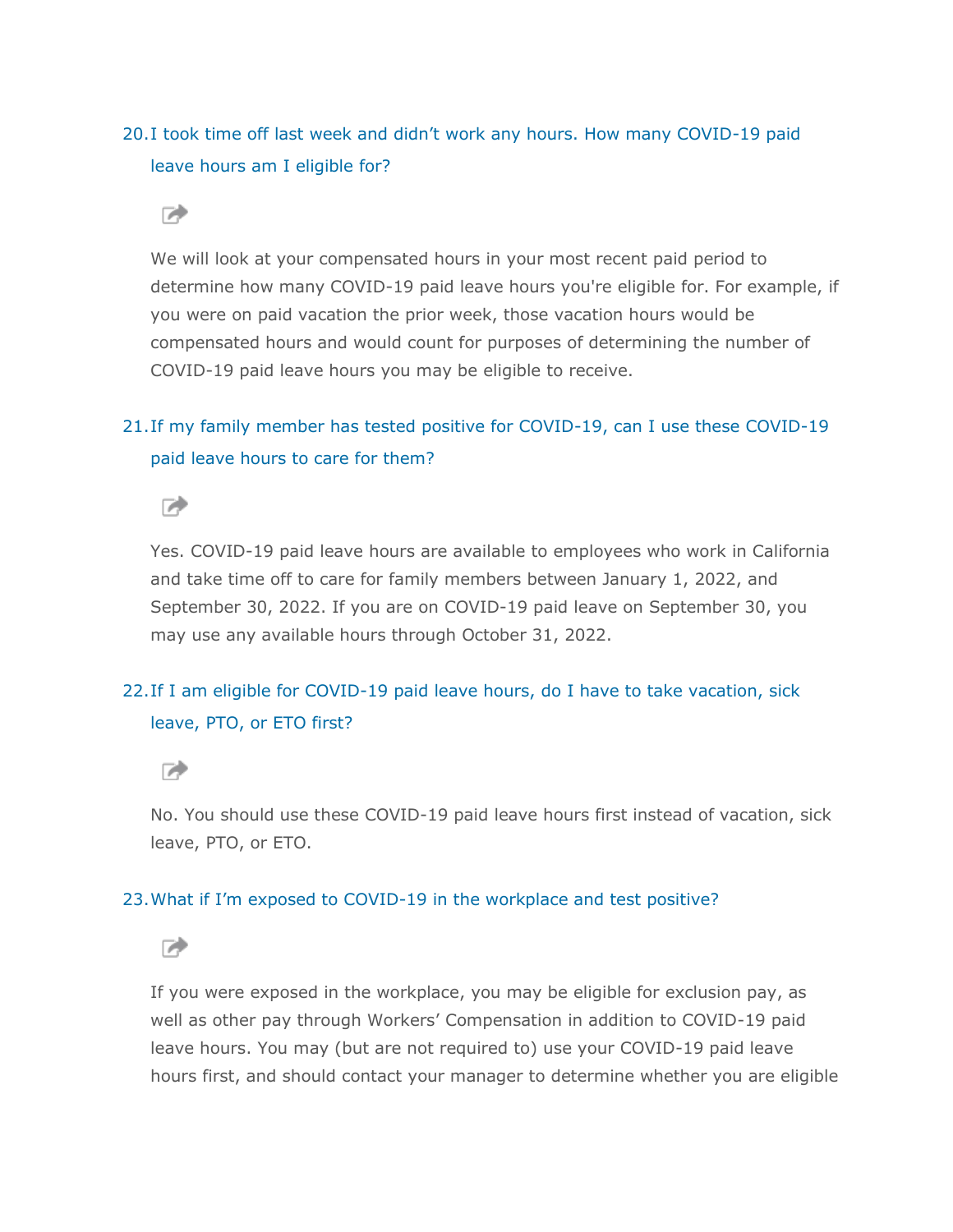20. I took time off last week and didn't work any hours. How many COVID-19 paid leave hours am I eligible for?

    We will look at your compensated hours in your most recent paid period to determine how many COVID-19 paid leave hours you're eligible for. For example, if you were on paid vacation the prior week, those vacation hours would be compensated hours and would count for purposes of determining the number of COVID-19 paid leave hours you may be eligible to receive.

21. If my family member has tested positive for COVID-19, can I use these COVID-19 paid leave hours to care for them?

    Yes. COVID-19 paid leave hours are available to employees who work in California and take time off to care for family members between January 1, 2022, and September 30, 2022. If you are on COVID-19 paid leave on September 30, you may use any available hours through October 31, 2022.

22. If I am eligible for COVID-19 paid leave hours, do I have to take vacation, sick leave, PTO, or ETO first?

    No. You should use these COVID-19 paid leave hours first instead of vacation, sick leave, PTO, or ETO.

23. What if I'm exposed to COVID-19 in the workplace and test positive?

    If you were exposed in the workplace, you may be eligible for exclusion pay, as well as other pay through Workers' Compensation in addition to COVID-19 paid leave hours. You may (but are not required to) use your COVID-19 paid leave hours first, and should contact your manager to determine whether you are eligible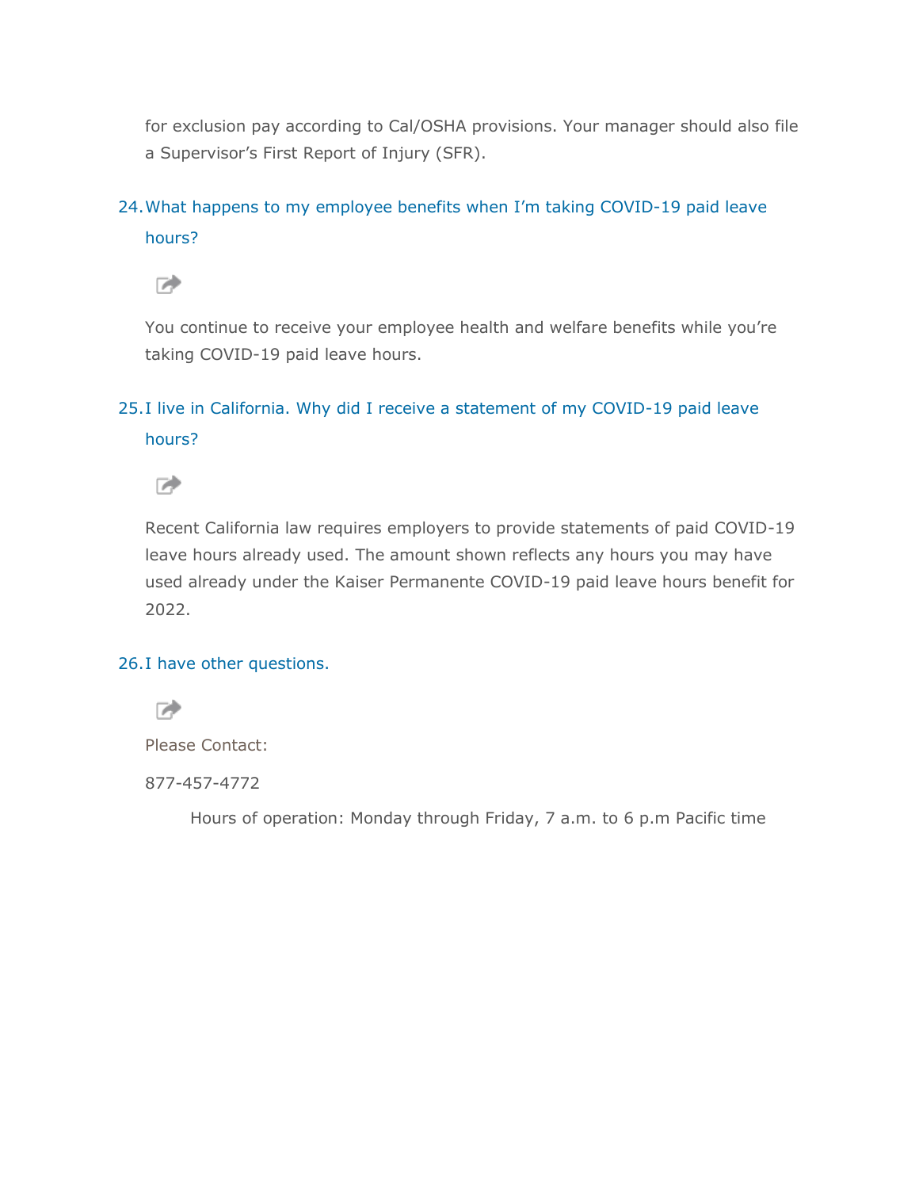for exclusion pay according to Cal/OSHA provisions. Your manager should also file a Supervisor's First Report of Injury (SFR).

24. What happens to my employee benefits when I'm taking COVID-19 paid leave hours?

    You continue to receive your employee health and welfare benefits while you're taking COVID-19 paid leave hours.

25. I live in California. Why did I receive a statement of my COVID-19 paid leave hours?

    Recent California law requires employers to provide statements of paid COVID-19 leave hours already used. The amount shown reflects any hours you may have used already under the Kaiser Permanente COVID-19 paid leave hours benefit for 2022.

26. I have other questions.

    Please Contact:

    877-457-4772

    Hours of operation: Monday through Friday, 7 a.m. to 6 p.m Pacific time